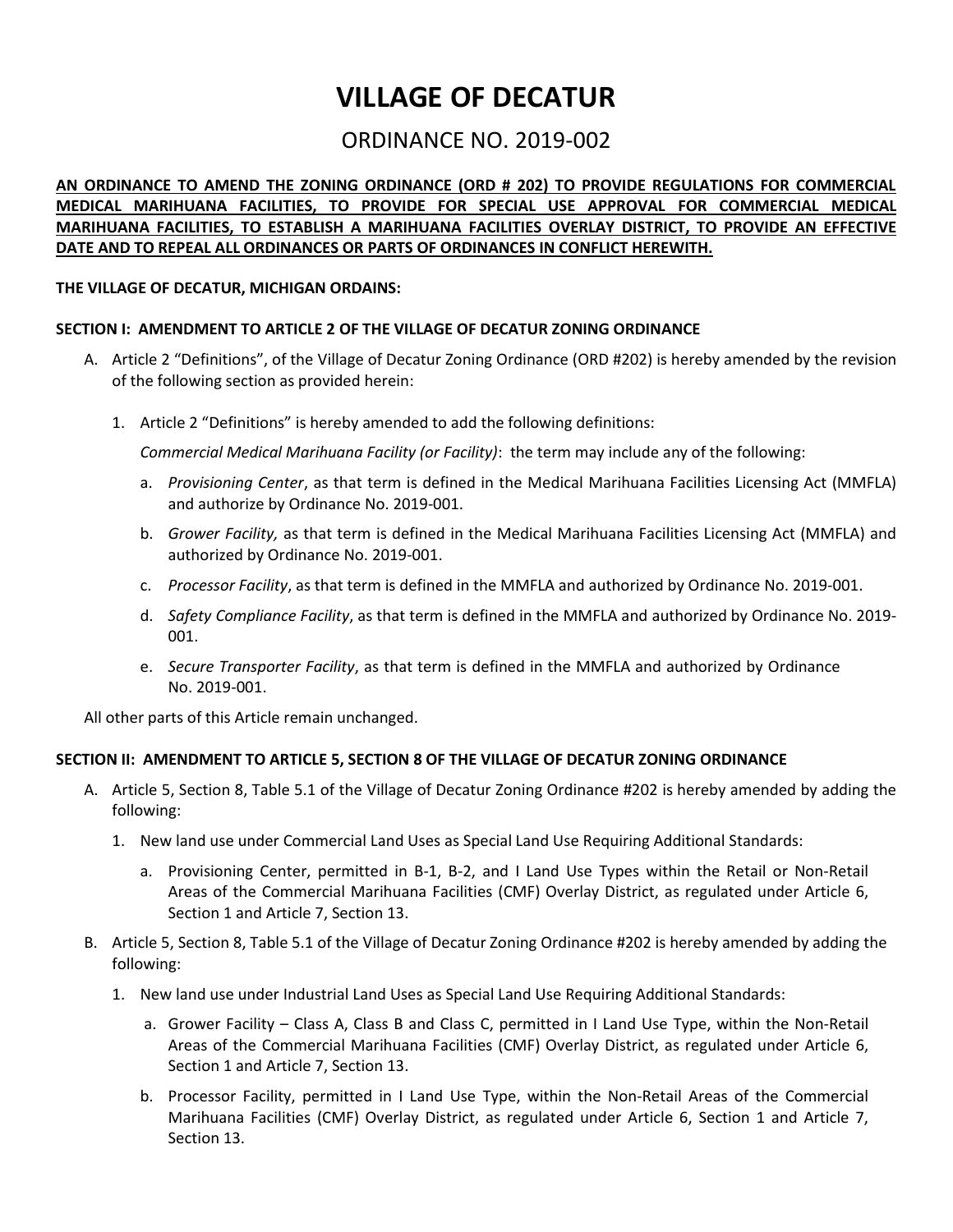# VILLAGE OF DECATUR

## ORDINANCE NO. 2019-002

**AN ORDINANCE TO AMEND THE ZONING ORDINANCE (ORD # 202) TO PROVIDE REGULATIONS FOR COMMERCIAL MEDICAL MARIHUANA FACILITIES, TO PROVIDE FOR SPECIAL USE APPROVAL FOR COMMERCIAL MEDICAL MARIHUANA FACILITIES, TO ESTABLISH A MARIHUANA FACILITIES OVERLAY DISTRICT, TO PROVIDE AN EFFECTIVE DATE AND TO REPEAL ALL ORDINANCES OR PARTS OF ORDINANCES IN CONFLICT HEREWITH.**

**THE VILLAGE OF DECATUR, MICHIGAN ORDAINS:**

**SECTION I: AMENDMENT TO ARTICLE 2 OF THE VILLAGE OF DECATUR ZONING ORDINANCE**

A. Article 2 "Definitions", of the Village of Decatur Zoning Ordinance (ORD #202) is hereby amended by the revision of the following section as provided herein:

   1. Article 2 "Definitions" is hereby amended to add the following definitions:

      *Commercial Medical Marihuana Facility (or Facility)*: the term may include any of the following:

      a. *Provisioning Center*, as that term is defined in the Medical Marihuana Facilities Licensing Act (MMFLA) and authorize by Ordinance No. 2019-001.

      b. *Grower Facility,* as that term is defined in the Medical Marihuana Facilities Licensing Act (MMFLA) and authorized by Ordinance No. 2019-001.

      c. *Processor Facility*, as that term is defined in the MMFLA and authorized by Ordinance No. 2019-001.

      d. *Safety Compliance Facility*, as that term is defined in the MMFLA and authorized by Ordinance No. 2019-001.

      e. *Secure Transporter Facility*, as that term is defined in the MMFLA and authorized by Ordinance No. 2019-001.

All other parts of this Article remain unchanged.

**SECTION II: AMENDMENT TO ARTICLE 5, SECTION 8 OF THE VILLAGE OF DECATUR ZONING ORDINANCE**

A. Article 5, Section 8, Table 5.1 of the Village of Decatur Zoning Ordinance #202 is hereby amended by adding the following:

   1. New land use under Commercial Land Uses as Special Land Use Requiring Additional Standards:

      a. Provisioning Center, permitted in B-1, B-2, and I Land Use Types within the Retail or Non-Retail Areas of the Commercial Marihuana Facilities (CMF) Overlay District, as regulated under Article 6, Section 1 and Article 7, Section 13.

B. Article 5, Section 8, Table 5.1 of the Village of Decatur Zoning Ordinance #202 is hereby amended by adding the following:

   1. New land use under Industrial Land Uses as Special Land Use Requiring Additional Standards:

      a. Grower Facility – Class A, Class B and Class C, permitted in I Land Use Type, within the Non-Retail Areas of the Commercial Marihuana Facilities (CMF) Overlay District, as regulated under Article 6, Section 1 and Article 7, Section 13.

      b. Processor Facility, permitted in I Land Use Type, within the Non-Retail Areas of the Commercial Marihuana Facilities (CMF) Overlay District, as regulated under Article 6, Section 1 and Article 7, Section 13.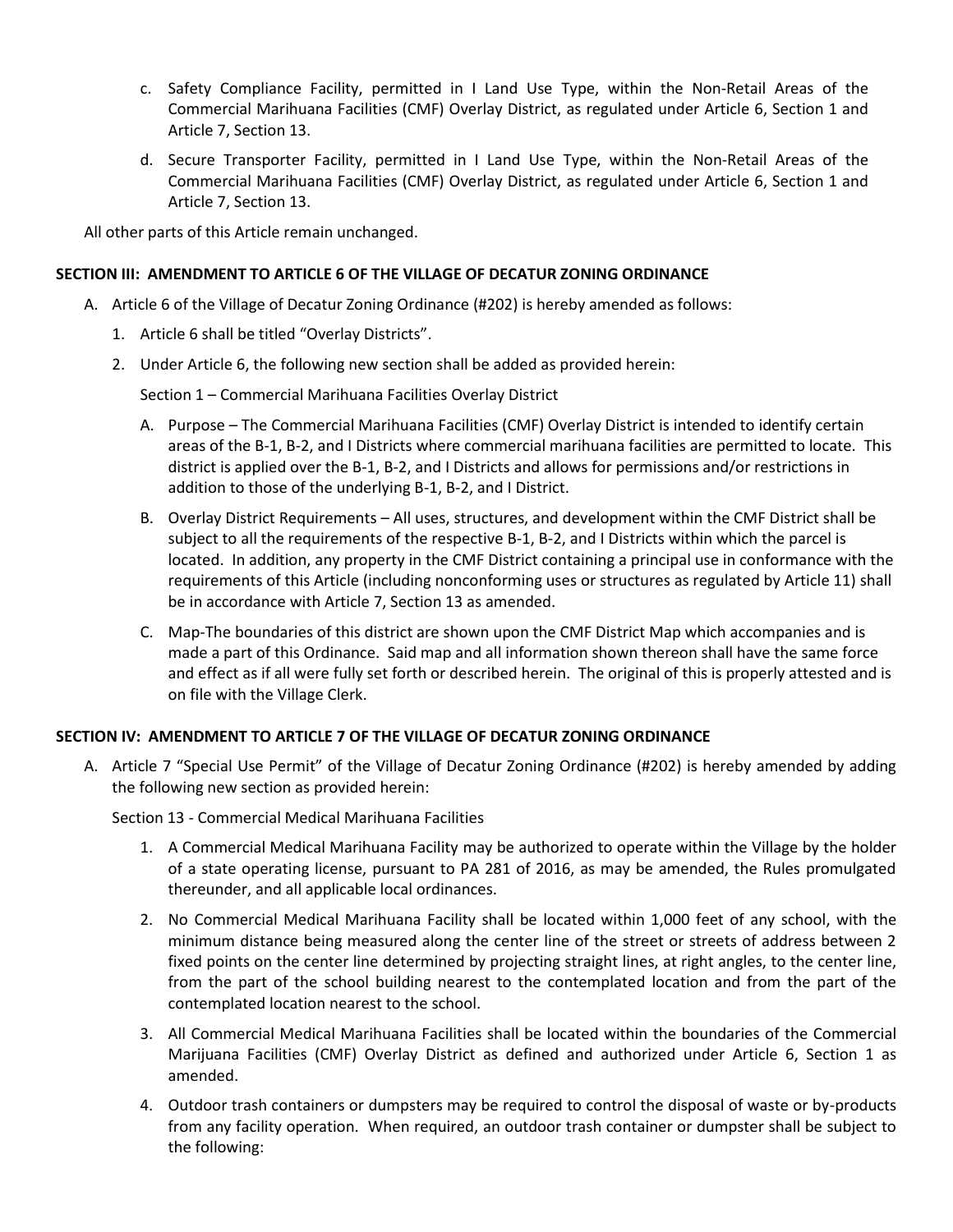c. Safety Compliance Facility, permitted in I Land Use Type, within the Non-Retail Areas of the Commercial Marihuana Facilities (CMF) Overlay District, as regulated under Article 6, Section 1 and Article 7, Section 13.

d. Secure Transporter Facility, permitted in I Land Use Type, within the Non-Retail Areas of the Commercial Marihuana Facilities (CMF) Overlay District, as regulated under Article 6, Section 1 and Article 7, Section 13.

All other parts of this Article remain unchanged.

**SECTION III: AMENDMENT TO ARTICLE 6 OF THE VILLAGE OF DECATUR ZONING ORDINANCE**

A. Article 6 of the Village of Decatur Zoning Ordinance (#202) is hereby amended as follows:

   1. Article 6 shall be titled "Overlay Districts".

   2. Under Article 6, the following new section shall be added as provided herein:

      Section 1 – Commercial Marihuana Facilities Overlay District

      A. Purpose – The Commercial Marihuana Facilities (CMF) Overlay District is intended to identify certain areas of the B-1, B-2, and I Districts where commercial marihuana facilities are permitted to locate. This district is applied over the B-1, B-2, and I Districts and allows for permissions and/or restrictions in addition to those of the underlying B-1, B-2, and I District.

      B. Overlay District Requirements – All uses, structures, and development within the CMF District shall be subject to all the requirements of the respective B-1, B-2, and I Districts within which the parcel is located. In addition, any property in the CMF District containing a principal use in conformance with the requirements of this Article (including nonconforming uses or structures as regulated by Article 11) shall be in accordance with Article 7, Section 13 as amended.

      C. Map-The boundaries of this district are shown upon the CMF District Map which accompanies and is made a part of this Ordinance. Said map and all information shown thereon shall have the same force and effect as if all were fully set forth or described herein. The original of this is properly attested and is on file with the Village Clerk.

**SECTION IV: AMENDMENT TO ARTICLE 7 OF THE VILLAGE OF DECATUR ZONING ORDINANCE**

A. Article 7 "Special Use Permit" of the Village of Decatur Zoning Ordinance (#202) is hereby amended by adding the following new section as provided herein:

   Section 13 - Commercial Medical Marihuana Facilities

   1. A Commercial Medical Marihuana Facility may be authorized to operate within the Village by the holder of a state operating license, pursuant to PA 281 of 2016, as may be amended, the Rules promulgated thereunder, and all applicable local ordinances.

   2. No Commercial Medical Marihuana Facility shall be located within 1,000 feet of any school, with the minimum distance being measured along the center line of the street or streets of address between 2 fixed points on the center line determined by projecting straight lines, at right angles, to the center line, from the part of the school building nearest to the contemplated location and from the part of the contemplated location nearest to the school.

   3. All Commercial Medical Marihuana Facilities shall be located within the boundaries of the Commercial Marijuana Facilities (CMF) Overlay District as defined and authorized under Article 6, Section 1 as amended.

   4. Outdoor trash containers or dumpsters may be required to control the disposal of waste or by-products from any facility operation. When required, an outdoor trash container or dumpster shall be subject to the following: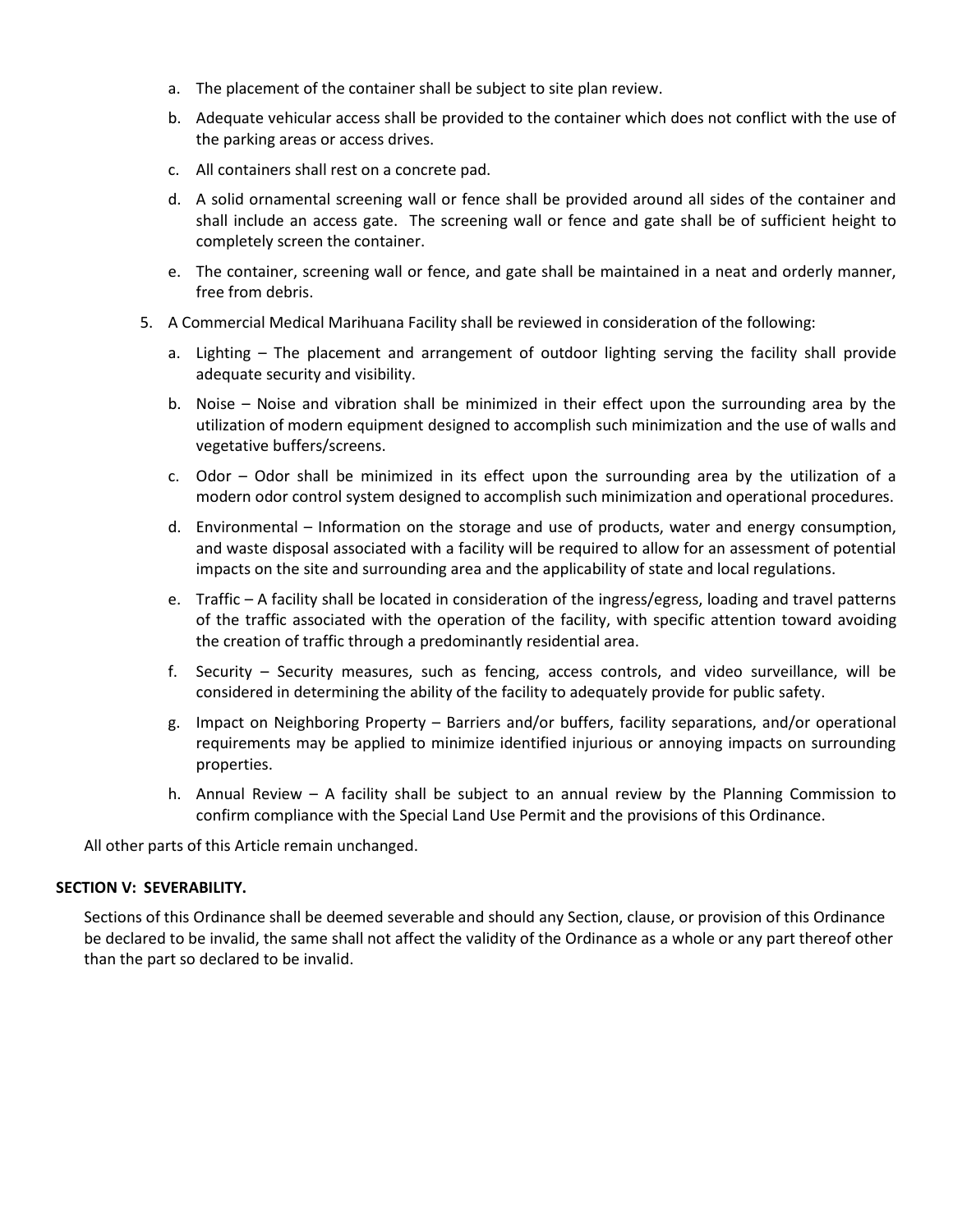a. The placement of the container shall be subject to site plan review.

b. Adequate vehicular access shall be provided to the container which does not conflict with the use of the parking areas or access drives.

c. All containers shall rest on a concrete pad.

d. A solid ornamental screening wall or fence shall be provided around all sides of the container and shall include an access gate. The screening wall or fence and gate shall be of sufficient height to completely screen the container.

e. The container, screening wall or fence, and gate shall be maintained in a neat and orderly manner, free from debris.

5. A Commercial Medical Marihuana Facility shall be reviewed in consideration of the following:

   a. Lighting – The placement and arrangement of outdoor lighting serving the facility shall provide adequate security and visibility.

   b. Noise – Noise and vibration shall be minimized in their effect upon the surrounding area by the utilization of modern equipment designed to accomplish such minimization and the use of walls and vegetative buffers/screens.

   c. Odor – Odor shall be minimized in its effect upon the surrounding area by the utilization of a modern odor control system designed to accomplish such minimization and operational procedures.

   d. Environmental – Information on the storage and use of products, water and energy consumption, and waste disposal associated with a facility will be required to allow for an assessment of potential impacts on the site and surrounding area and the applicability of state and local regulations.

   e. Traffic – A facility shall be located in consideration of the ingress/egress, loading and travel patterns of the traffic associated with the operation of the facility, with specific attention toward avoiding the creation of traffic through a predominantly residential area.

   f. Security – Security measures, such as fencing, access controls, and video surveillance, will be considered in determining the ability of the facility to adequately provide for public safety.

   g. Impact on Neighboring Property – Barriers and/or buffers, facility separations, and/or operational requirements may be applied to minimize identified injurious or annoying impacts on surrounding properties.

   h. Annual Review – A facility shall be subject to an annual review by the Planning Commission to confirm compliance with the Special Land Use Permit and the provisions of this Ordinance.

All other parts of this Article remain unchanged.

**SECTION V: SEVERABILITY.**

Sections of this Ordinance shall be deemed severable and should any Section, clause, or provision of this Ordinance be declared to be invalid, the same shall not affect the validity of the Ordinance as a whole or any part thereof other than the part so declared to be invalid.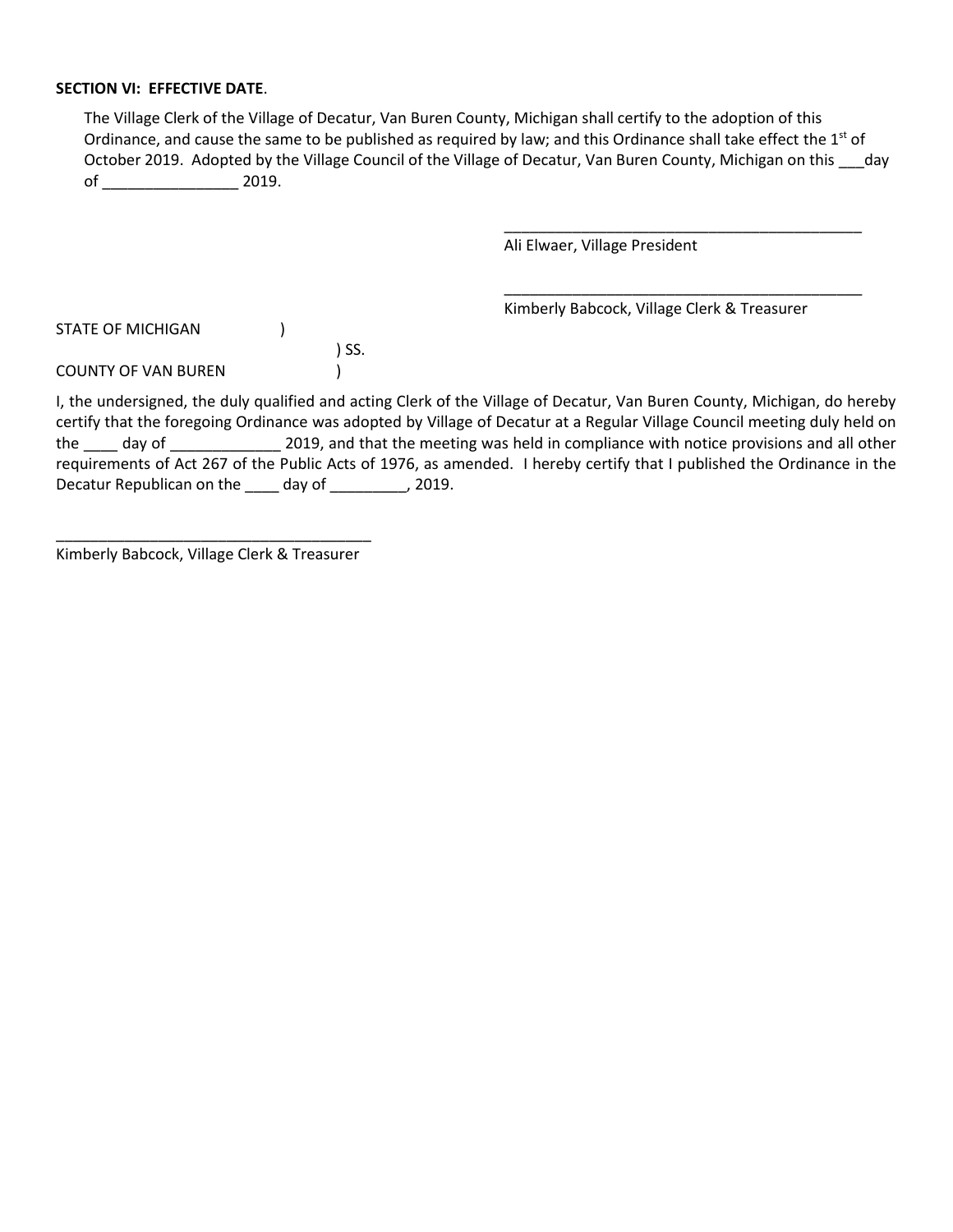**SECTION VI: EFFECTIVE DATE**.

The Village Clerk of the Village of Decatur, Van Buren County, Michigan shall certify to the adoption of this Ordinance, and cause the same to be published as required by law; and this Ordinance shall take effect the 1st of October 2019. Adopted by the Village Council of the Village of Decatur, Van Buren County, Michigan on this ___day of ________________ 2019.

_____________________________________________
Ali Elwaer, Village President

_____________________________________________
Kimberly Babcock, Village Clerk & Treasurer

STATE OF MICHIGAN )
) SS.
COUNTY OF VAN BUREN )

I, the undersigned, the duly qualified and acting Clerk of the Village of Decatur, Van Buren County, Michigan, do hereby certify that the foregoing Ordinance was adopted by Village of Decatur at a Regular Village Council meeting duly held on the ____ day of _____________ 2019, and that the meeting was held in compliance with notice provisions and all other requirements of Act 267 of the Public Acts of 1976, as amended. I hereby certify that I published the Ordinance in the Decatur Republican on the ____ day of _________, 2019.

_______________________________________
Kimberly Babcock, Village Clerk & Treasurer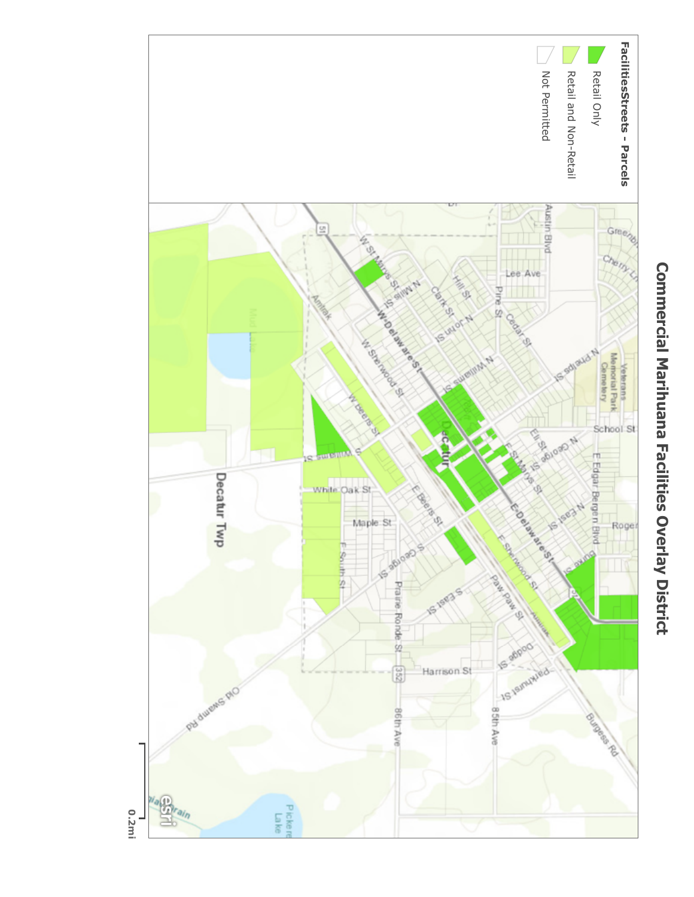# Commercial Marihuana Facilities Overlay District

**FacilitiesStreets - Parcels**

Retail Only

Retail and Non-Retail

Not Permitted

0.2mi